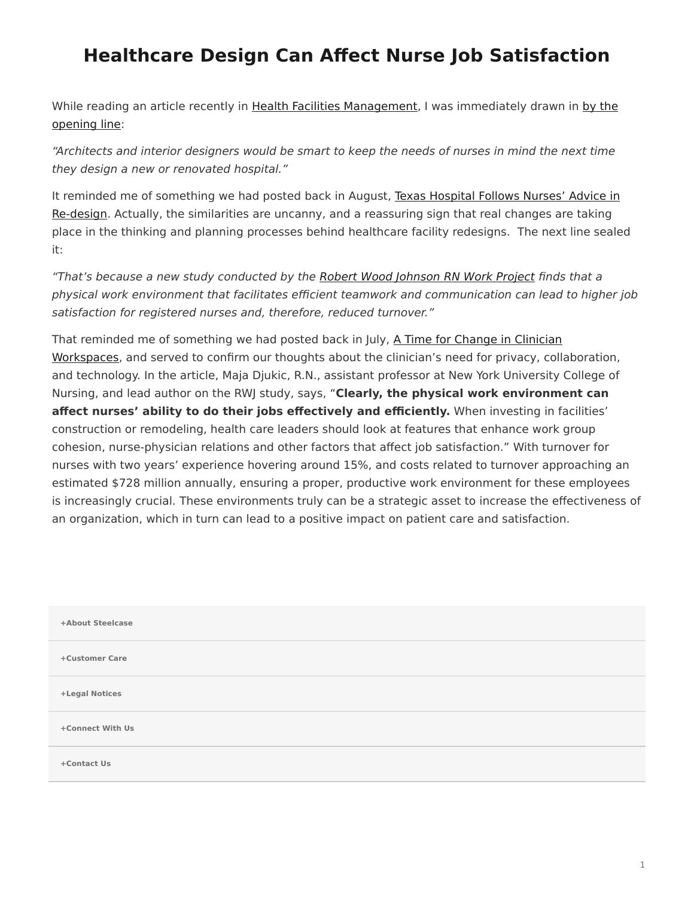# Healthcare Design Can Affect Nurse Job Satisfaction

While reading an article recently in Health Facilities Management, I was immediately drawn in by the opening line:

*"Architects and interior designers would be smart to keep the needs of nurses in mind the next time they design a new or renovated hospital."*

It reminded me of something we had posted back in August, Texas Hospital Follows Nurses' Advice in Re-design. Actually, the similarities are uncanny, and a reassuring sign that real changes are taking place in the thinking and planning processes behind healthcare facility redesigns. The next line sealed it:

*"That's because a new study conducted by the Robert Wood Johnson RN Work Project finds that a physical work environment that facilitates efficient teamwork and communication can lead to higher job satisfaction for registered nurses and, therefore, reduced turnover."*

That reminded me of something we had posted back in July, A Time for Change in Clinician Workspaces, and served to confirm our thoughts about the clinician's need for privacy, collaboration, and technology. In the article, Maja Djukic, R.N., assistant professor at New York University College of Nursing, and lead author on the RWJ study, says, "**Clearly, the physical work environment can affect nurses' ability to do their jobs effectively and efficiently.** When investing in facilities' construction or remodeling, health care leaders should look at features that enhance work group cohesion, nurse-physician relations and other factors that affect job satisfaction." With turnover for nurses with two years' experience hovering around 15%, and costs related to turnover approaching an estimated $728 million annually, ensuring a proper, productive work environment for these employees is increasingly crucial. These environments truly can be a strategic asset to increase the effectiveness of an organization, which in turn can lead to a positive impact on patient care and satisfaction.

+About Steelcase

+Customer Care

+Legal Notices

+Connect With Us

+Contact Us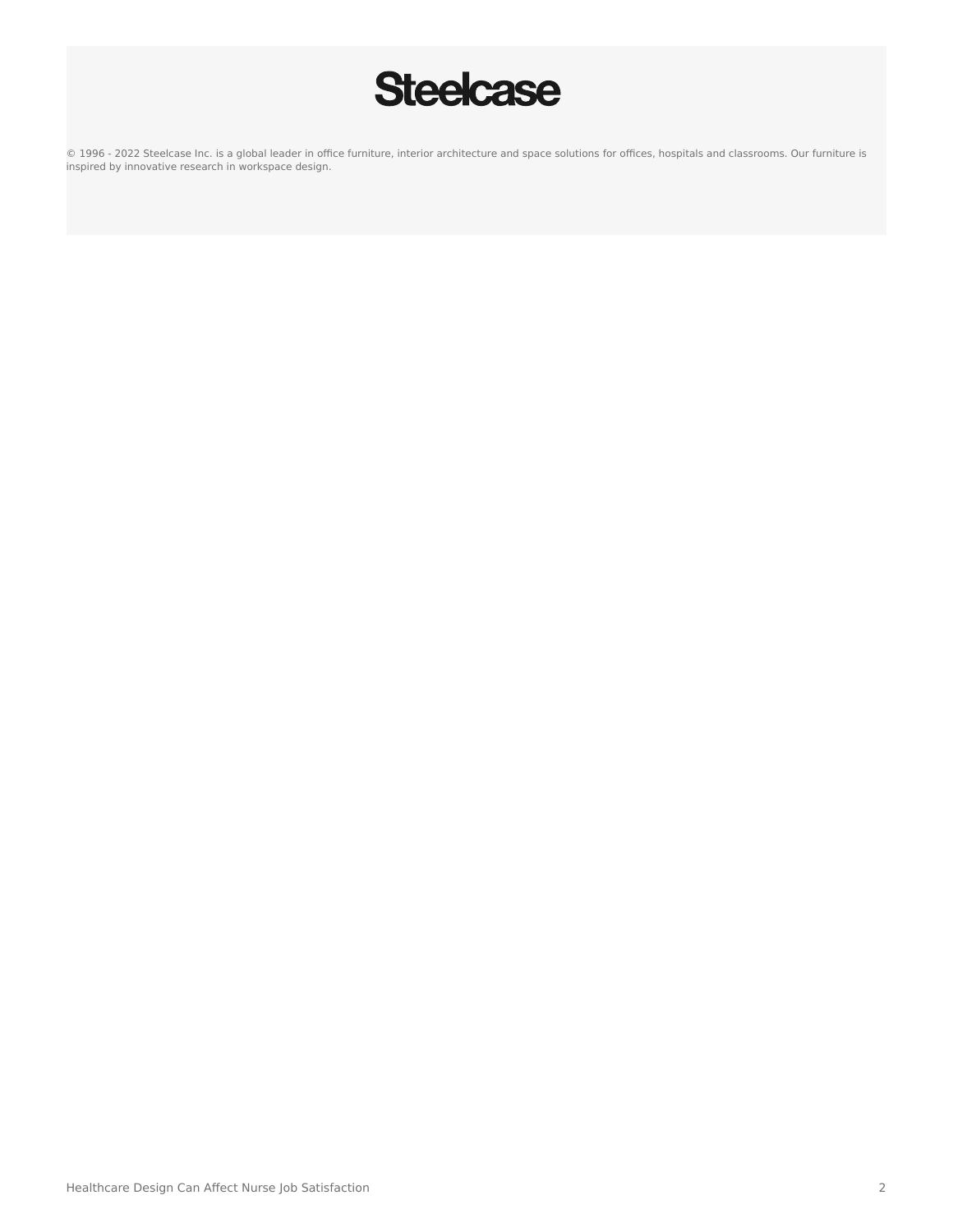Steelcase

© 1996 - 2022 Steelcase Inc. is a global leader in office furniture, interior architecture and space solutions for offices, hospitals and classrooms. Our furniture is inspired by innovative research in workspace design.